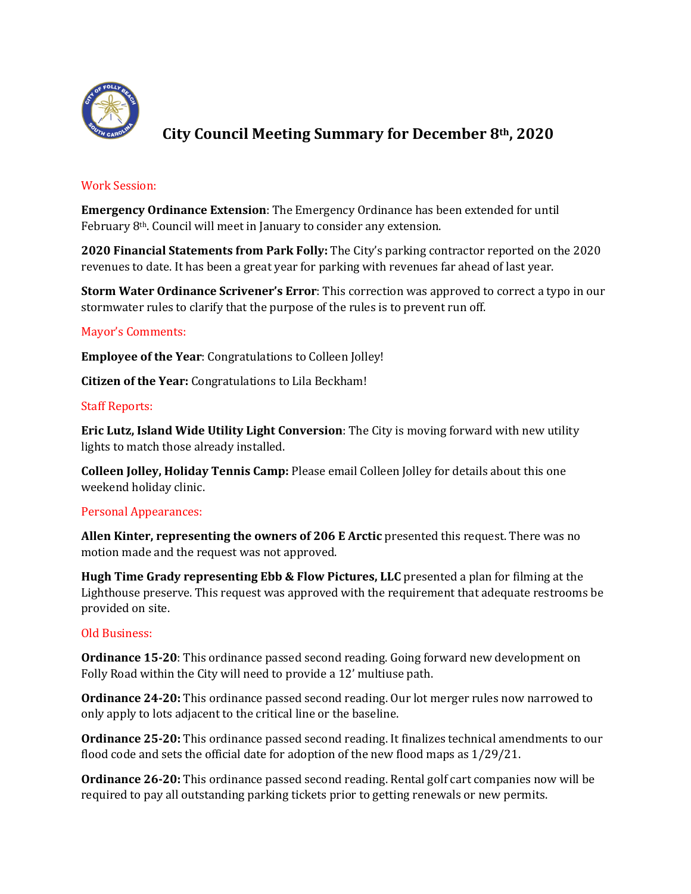# City Council Meeting Summary for December 8th, 2020

## Work Session:

**Emergency Ordinance Extension**: The Emergency Ordinance has been extended for until February 8th. Council will meet in January to consider any extension.

**2020 Financial Statements from Park Folly:** The City's parking contractor reported on the 2020 revenues to date. It has been a great year for parking with revenues far ahead of last year.

**Storm Water Ordinance Scrivener's Error**: This correction was approved to correct a typo in our stormwater rules to clarify that the purpose of the rules is to prevent run off.

## Mayor's Comments:

**Employee of the Year**: Congratulations to Colleen Jolley!

**Citizen of the Year:** Congratulations to Lila Beckham!

## Staff Reports:

**Eric Lutz, Island Wide Utility Light Conversion**: The City is moving forward with new utility lights to match those already installed.

**Colleen Jolley, Holiday Tennis Camp:** Please email Colleen Jolley for details about this one weekend holiday clinic.

## Personal Appearances:

**Allen Kinter, representing the owners of 206 E Arctic** presented this request. There was no motion made and the request was not approved.

**Hugh Time Grady representing Ebb & Flow Pictures, LLC** presented a plan for filming at the Lighthouse preserve. This request was approved with the requirement that adequate restrooms be provided on site.

## Old Business:

**Ordinance 15-20**: This ordinance passed second reading. Going forward new development on Folly Road within the City will need to provide a 12' multiuse path.

**Ordinance 24-20:** This ordinance passed second reading. Our lot merger rules now narrowed to only apply to lots adjacent to the critical line or the baseline.

**Ordinance 25-20:** This ordinance passed second reading. It finalizes technical amendments to our flood code and sets the official date for adoption of the new flood maps as 1/29/21.

**Ordinance 26-20:** This ordinance passed second reading. Rental golf cart companies now will be required to pay all outstanding parking tickets prior to getting renewals or new permits.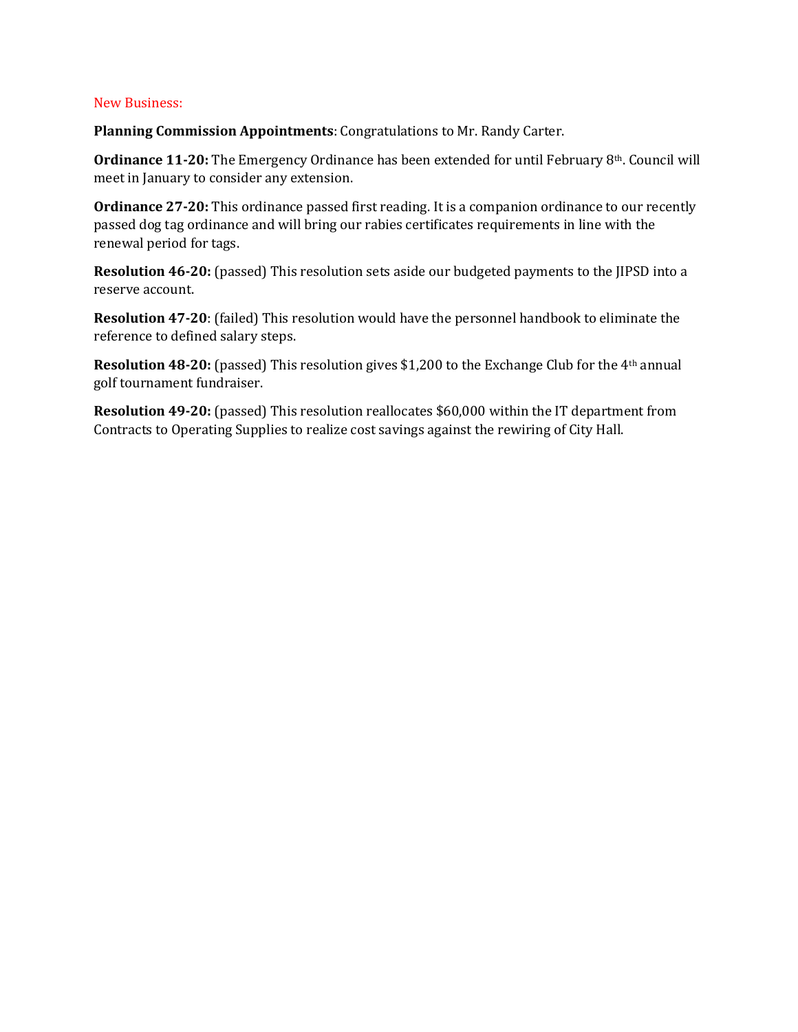New Business:

**Planning Commission Appointments**: Congratulations to Mr. Randy Carter.

**Ordinance 11-20:** The Emergency Ordinance has been extended for until February 8th. Council will meet in January to consider any extension.

**Ordinance 27-20:** This ordinance passed first reading. It is a companion ordinance to our recently passed dog tag ordinance and will bring our rabies certificates requirements in line with the renewal period for tags.

**Resolution 46-20:** (passed) This resolution sets aside our budgeted payments to the JIPSD into a reserve account.

**Resolution 47-20**: (failed) This resolution would have the personnel handbook to eliminate the reference to defined salary steps.

**Resolution 48-20:** (passed) This resolution gives $1,200 to the Exchange Club for the 4th annual golf tournament fundraiser.

**Resolution 49-20:** (passed) This resolution reallocates $60,000 within the IT department from Contracts to Operating Supplies to realize cost savings against the rewiring of City Hall.